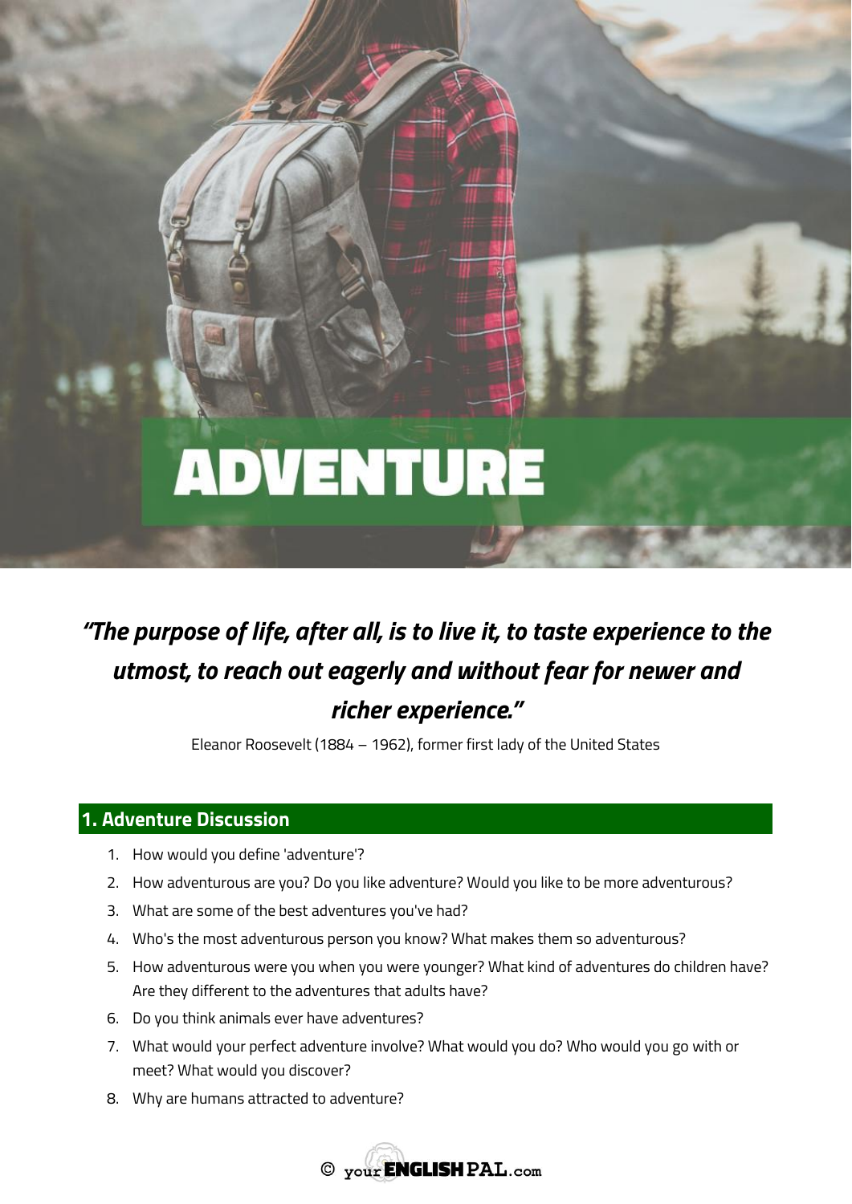# ADVENTURE

***"The purpose of life, after all, is to live it, to taste experience to the utmost, to reach out eagerly and without fear for newer and richer experience."***

Eleanor Roosevelt (1884 – 1962), former first lady of the United States

## 1. Adventure Discussion

1. How would you define 'adventure'?
2. How adventurous are you? Do you like adventure? Would you like to be more adventurous?
3. What are some of the best adventures you've had?
4. Who's the most adventurous person you know? What makes them so adventurous?
5. How adventurous were you when you were younger? What kind of adventures do children have? Are they different to the adventures that adults have?
6. Do you think animals ever have adventures?
7. What would your perfect adventure involve? What would you do? Who would you go with or meet? What would you discover?
8. Why are humans attracted to adventure?

© yourENGLISHPAL.com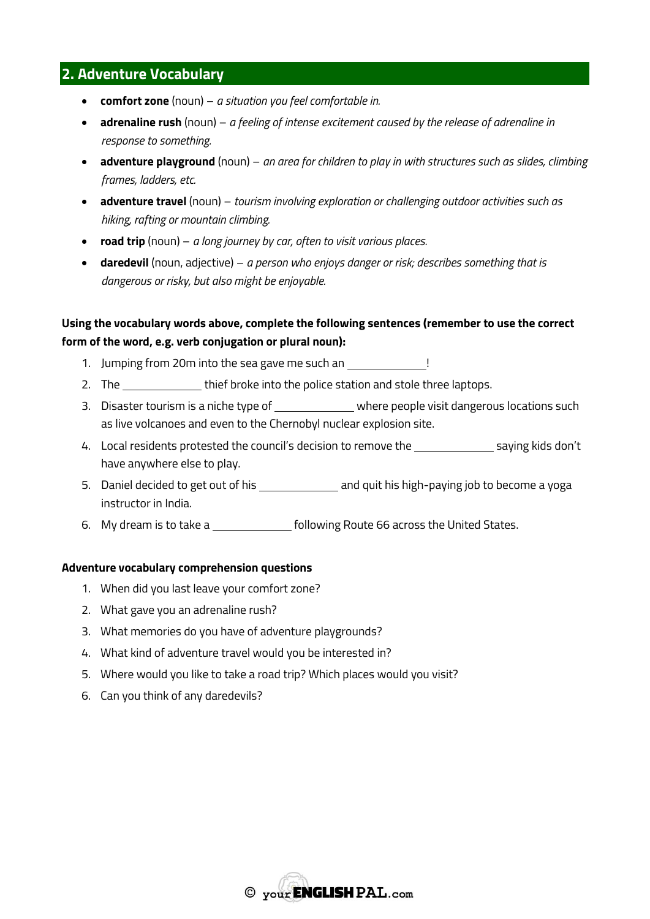## 2. Adventure Vocabulary

- **comfort zone** (noun) – *a situation you feel comfortable in.*
- **adrenaline rush** (noun) – *a feeling of intense excitement caused by the release of adrenaline in response to something.*
- **adventure playground** (noun) – *an area for children to play in with structures such as slides, climbing frames, ladders, etc.*
- **adventure travel** (noun) – *tourism involving exploration or challenging outdoor activities such as hiking, rafting or mountain climbing.*
- **road trip** (noun) – *a long journey by car, often to visit various places.*
- **daredevil** (noun, adjective) – *a person who enjoys danger or risk; describes something that is dangerous or risky, but also might be enjoyable.*

**Using the vocabulary words above, complete the following sentences (remember to use the correct form of the word, e.g. verb conjugation or plural noun):**

1. Jumping from 20m into the sea gave me such an ______________!
2. The ______________ thief broke into the police station and stole three laptops.
3. Disaster tourism is a niche type of ______________ where people visit dangerous locations such as live volcanoes and even to the Chernobyl nuclear explosion site.
4. Local residents protested the council's decision to remove the ______________ saying kids don't have anywhere else to play.
5. Daniel decided to get out of his ______________ and quit his high-paying job to become a yoga instructor in India.
6. My dream is to take a ______________ following Route 66 across the United States.

**Adventure vocabulary comprehension questions**

1. When did you last leave your comfort zone?
2. What gave you an adrenaline rush?
3. What memories do you have of adventure playgrounds?
4. What kind of adventure travel would you be interested in?
5. Where would you like to take a road trip? Which places would you visit?
6. Can you think of any daredevils?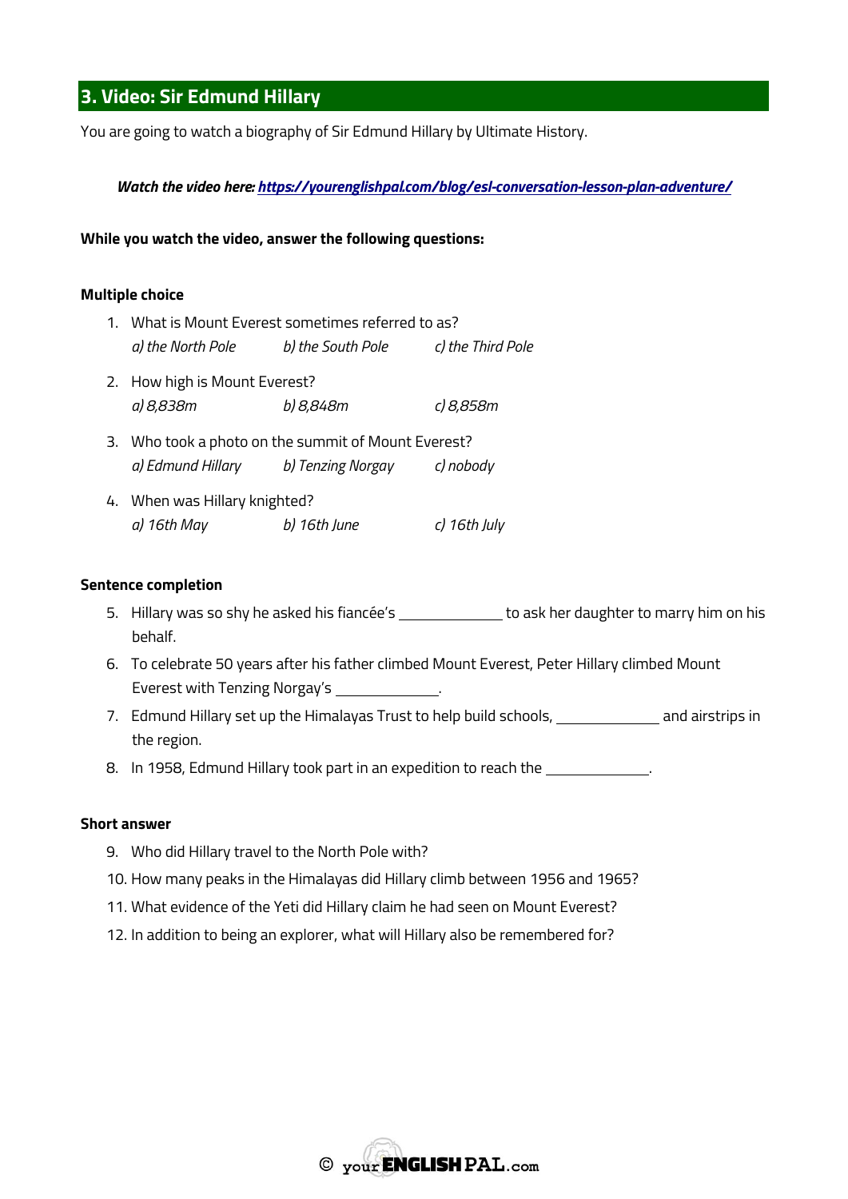## 3. Video: Sir Edmund Hillary

You are going to watch a biography of Sir Edmund Hillary by Ultimate History.

***Watch the video here:*** [***https://yourenglishpal.com/blog/esl-conversation-lesson-plan-adventure/***](https://yourenglishpal.com/blog/esl-conversation-lesson-plan-adventure/)

**While you watch the video, answer the following questions:**

**Multiple choice**

1. What is Mount Everest sometimes referred to as?
   *a) the North Pole* *b) the South Pole* *c) the Third Pole*
2. How high is Mount Everest?
   *a) 8,838m* *b) 8,848m* *c) 8,858m*
3. Who took a photo on the summit of Mount Everest?
   *a) Edmund Hillary* *b) Tenzing Norgay* *c) nobody*
4. When was Hillary knighted?
   *a) 16th May* *b) 16th June* *c) 16th July*

**Sentence completion**

5. Hillary was so shy he asked his fiancée's ____________ to ask her daughter to marry him on his behalf.
6. To celebrate 50 years after his father climbed Mount Everest, Peter Hillary climbed Mount Everest with Tenzing Norgay's ____________.
7. Edmund Hillary set up the Himalayas Trust to help build schools, ____________ and airstrips in the region.
8. In 1958, Edmund Hillary took part in an expedition to reach the ____________.

**Short answer**

9. Who did Hillary travel to the North Pole with?
10. How many peaks in the Himalayas did Hillary climb between 1956 and 1965?
11. What evidence of the Yeti did Hillary claim he had seen on Mount Everest?
12. In addition to being an explorer, what will Hillary also be remembered for?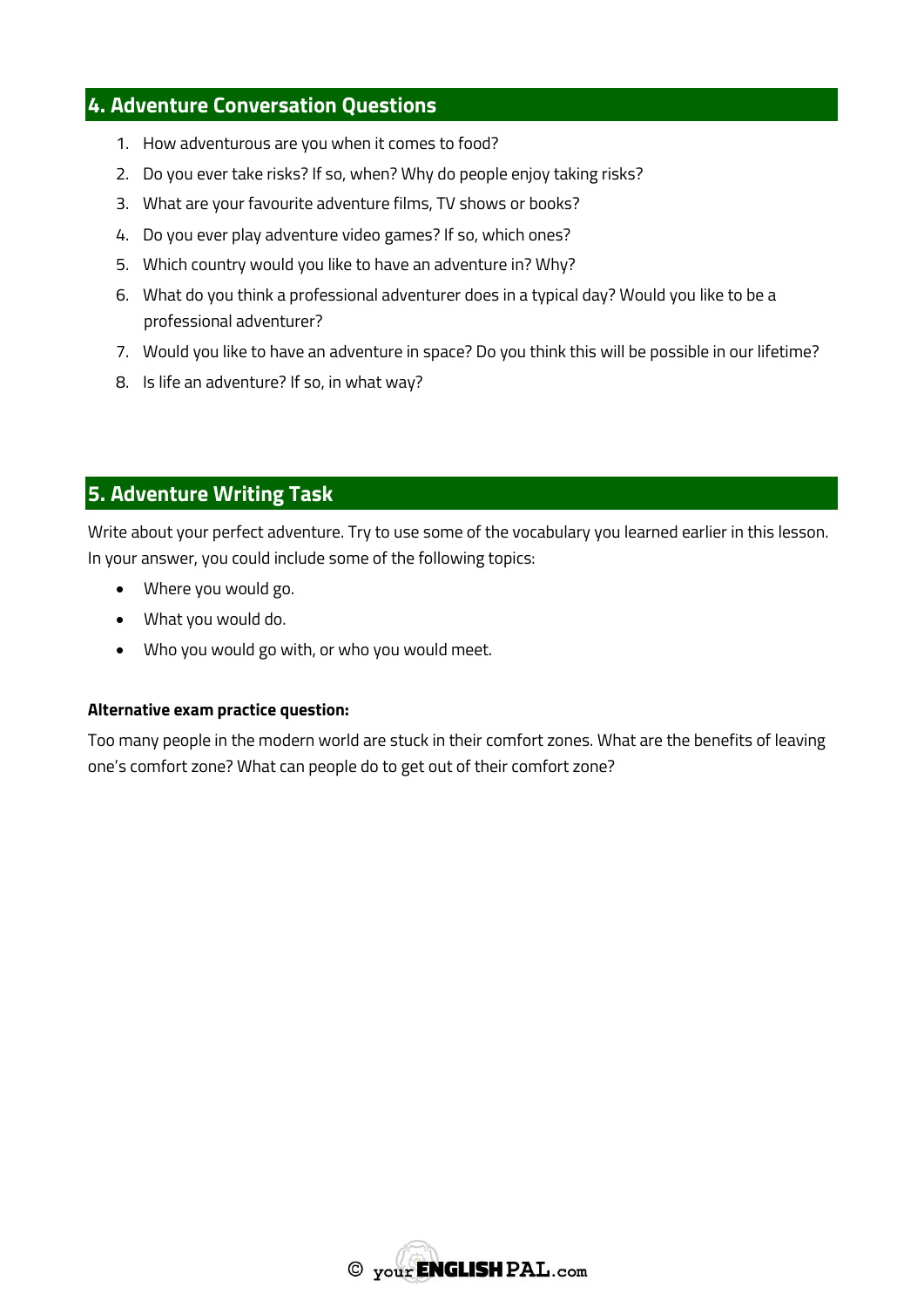## 4. Adventure Conversation Questions

1. How adventurous are you when it comes to food?
2. Do you ever take risks? If so, when? Why do people enjoy taking risks?
3. What are your favourite adventure films, TV shows or books?
4. Do you ever play adventure video games? If so, which ones?
5. Which country would you like to have an adventure in? Why?
6. What do you think a professional adventurer does in a typical day? Would you like to be a professional adventurer?
7. Would you like to have an adventure in space? Do you think this will be possible in our lifetime?
8. Is life an adventure? If so, in what way?

## 5. Adventure Writing Task

Write about your perfect adventure. Try to use some of the vocabulary you learned earlier in this lesson. In your answer, you could include some of the following topics:

- Where you would go.
- What you would do.
- Who you would go with, or who you would meet.

**Alternative exam practice question:**

Too many people in the modern world are stuck in their comfort zones. What are the benefits of leaving one's comfort zone? What can people do to get out of their comfort zone?